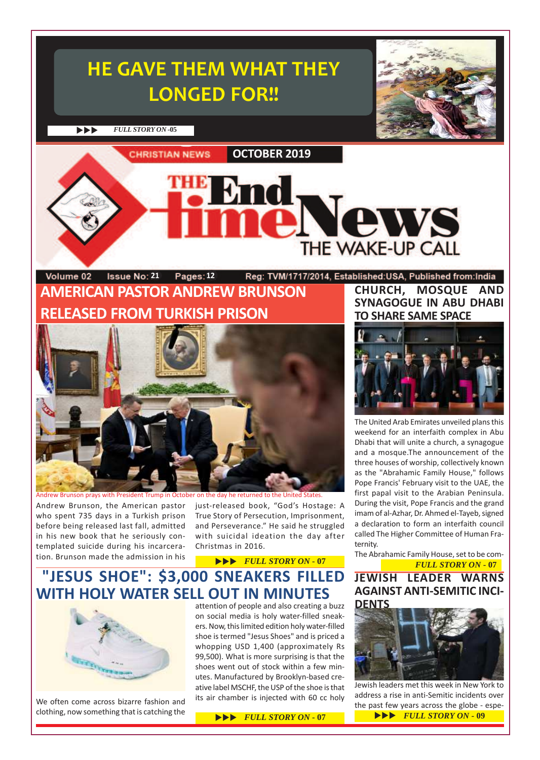# HE GAVE THEM WHAT THEY LONGED FOR!!

▶▶▶ *FULL STORY ON -05*

CHRISTIAN NEWS **OCTOBER 2019**

# THE End time News

## THE WAKE-UP CALL

Volume 02 Issue No: 21 Pages: 12 Reg: TVM/1717/2014, Established:USA, Published from:India

## AMERICAN PASTOR ANDREW BRUNSON RELEASED FROM TURKISH PRISON

Andrew Brunson prays with President Trump in October on the day he returned to the United States.

Andrew Brunson, the American pastor who spent 735 days in a Turkish prison before being released last fall, admitted in his new book that he seriously contemplated suicide during his incarceration. Brunson made the admission in his just-released book, "God's Hostage: A True Story of Persecution, Imprisonment, and Perseverance." He said he struggled with suicidal ideation the day after Christmas in 2016.

▶▶▶ *FULL STORY ON - 07*

## CHURCH, MOSQUE AND SYNAGOGUE IN ABU DHABI TO SHARE SAME SPACE

The United Arab Emirates unveiled plans this weekend for an interfaith complex in Abu Dhabi that will unite a church, a synagogue and a mosque.The announcement of the three houses of worship, collectively known as the "Abrahamic Family House," follows Pope Francis' February visit to the UAE, the first papal visit to the Arabian Peninsula. During the visit, Pope Francis and the grand imam of al-Azhar, Dr. Ahmed el-Tayeb, signed a declaration to form an interfaith council called The Higher Committee of Human Fraternity.

The Abrahamic Family House, set to be com-

*FULL STORY ON - 07*

## "JESUS SHOE": $3,000 SNEAKERS FILLED WITH HOLY WATER SELL OUT IN MINUTES

We often come across bizarre fashion and clothing, now something that is catching the attention of people and also creating a buzz on social media is holy water-filled sneakers. Now, this limited edition holy water-filled shoe is termed "Jesus Shoes" and is priced a whopping USD 1,400 (approximately Rs 99,500). What is more surprising is that the shoes went out of stock within a few minutes. Manufactured by Brooklyn-based creative label MSCHF, the USP of the shoe is that its air chamber is injected with 60 cc holy

▶▶▶ *FULL STORY ON - 07*

## JEWISH LEADER WARNS AGAINST ANTI-SEMITIC INCIDENTS

Jewish leaders met this week in New York to address a rise in anti-Semitic incidents over the past few years across the globe - espe-

▶▶▶ *FULL STORY ON - 09*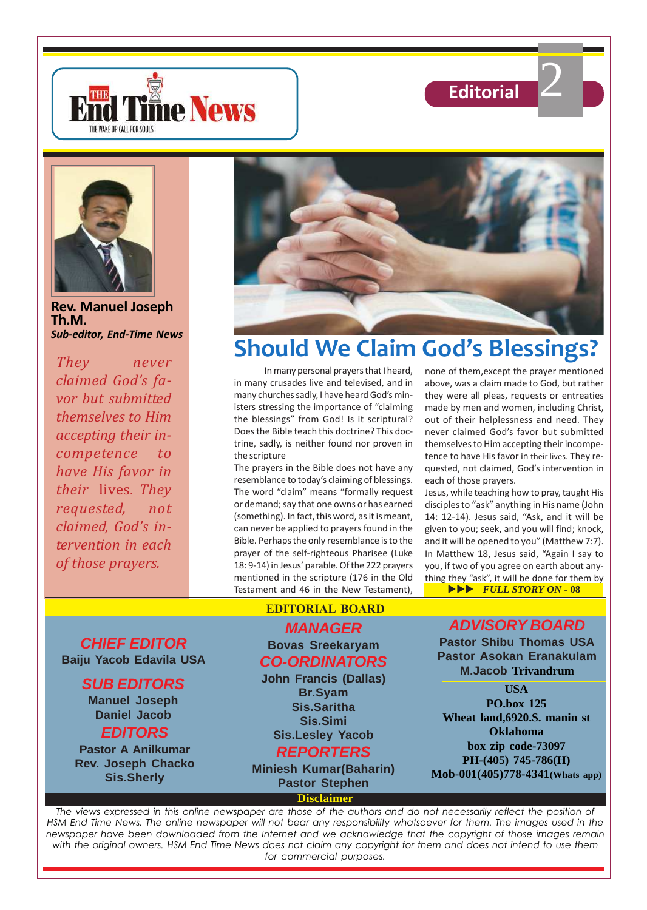**Editorial**

**Rev. Manuel Joseph Th.M.**
*Sub-editor, End-Time News*

*They never claimed God's favor but submitted themselves to Him accepting their incompetence to have His favor in their lives. They requested, not claimed, God's intervention in each of those prayers.*

# Should We Claim God's Blessings?

In many personal prayers that I heard, in many crusades live and televised, and in many churches sadly, I have heard God's ministers stressing the importance of "claiming the blessings" from God! Is it scriptural? Does the Bible teach this doctrine? This doctrine, sadly, is neither found nor proven in the scripture

The prayers in the Bible does not have any resemblance to today's claiming of blessings. The word "claim" means "formally request or demand; say that one owns or has earned (something). In fact, this word, as it is meant, can never be applied to prayers found in the Bible. Perhaps the only resemblance is to the prayer of the self-righteous Pharisee (Luke 18: 9-14) in Jesus' parable. Of the 222 prayers mentioned in the scripture (176 in the Old Testament and 46 in the New Testament), none of them,except the prayer mentioned above, was a claim made to God, but rather they were all pleas, requests or entreaties made by men and women, including Christ, out of their helplessness and need. They never claimed God's favor but submitted themselves to Him accepting their incompetence to have His favor in their lives. They requested, not claimed, God's intervention in each of those prayers.

Jesus, while teaching how to pray, taught His disciples to "ask" anything in His name (John 14: 12-14). Jesus said, "Ask, and it will be given to you; seek, and you will find; knock, and it will be opened to you" (Matthew 7:7). In Matthew 18, Jesus said, "Again I say to you, if two of you agree on earth about anything they "ask", it will be done for them by

▶▶▶ *FULL STORY ON - 08*

## EDITORIAL BOARD

**CHIEF EDITOR**
Baiju Yacob Edavila USA

**SUB EDITORS**
Manuel Joseph
Daniel Jacob

**EDITORS**
Pastor A Anilkumar
Rev. Joseph Chacko
Sis.Sherly

**MANAGER**
Bovas Sreekaryam

**CO-ORDINATORS**
John Francis (Dallas)
Br.Syam
Sis.Saritha
Sis.Simi
Sis.Lesley Yacob

**REPORTERS**
Miniesh Kumar(Baharin)
Pastor Stephen

**ADVISORY BOARD**
Pastor Shibu Thomas USA
Pastor Asokan Eranakulam
M.Jacob Trivandrum

**USA**
PO.box 125
Wheat land,6920.S. manin st
Oklahoma
box zip code-73097
PH-(405) 745-786(H)
Mob-001(405)778-4341(Whats app)

**Disclaimer**

*The views expressed in this online newspaper are those of the authors and do not necessarily reflect the position of HSM End Time News. The online newspaper will not bear any responsibility whatsoever for them. The images used in the newspaper have been downloaded from the Internet and we acknowledge that the copyright of those images remain with the original owners. HSM End Time News does not claim any copyright for them and does not intend to use them for commercial purposes.*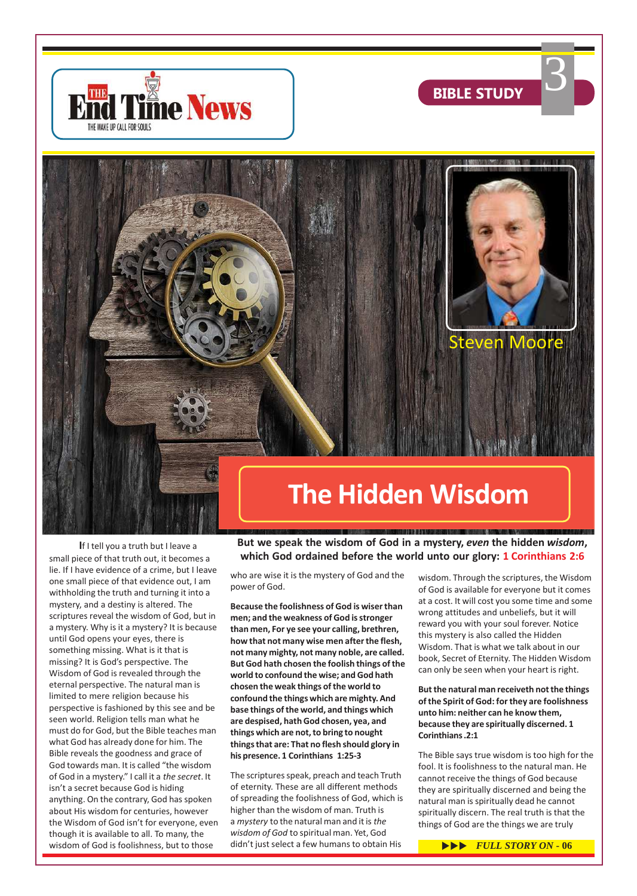BIBLE STUDY

Steven Moore

# The Hidden Wisdom

**But we speak the wisdom of God in a mystery, *even* the hidden *wisdom*, which God ordained before the world unto our glory: 1 Corinthians 2:6**

If I tell you a truth but I leave a small piece of that truth out, it becomes a lie. If I have evidence of a crime, but I leave one small piece of that evidence out, I am withholding the truth and turning it into a mystery, and a destiny is altered. The scriptures reveal the wisdom of God, but in a mystery. Why is it a mystery? It is because until God opens your eyes, there is something missing. What is it that is missing? It is God's perspective. The Wisdom of God is revealed through the eternal perspective. The natural man is limited to mere religion because his perspective is fashioned by this see and be seen world. Religion tells man what he must do for God, but the Bible teaches man what God has already done for him. The Bible reveals the goodness and grace of God towards man. It is called "the wisdom of God in a mystery." I call it a *the secret*. It isn't a secret because God is hiding anything. On the contrary, God has spoken about His wisdom for centuries, however the Wisdom of God isn't for everyone, even though it is available to all. To many, the wisdom of God is foolishness, but to those who are wise it is the mystery of God and the power of God.

**Because the foolishness of God is wiser than men; and the weakness of God is stronger than men, For ye see your calling, brethren, how that not many wise men after the flesh, not many mighty, not many noble, are called. But God hath chosen the foolish things of the world to confound the wise; and God hath chosen the weak things of the world to confound the things which are mighty. And base things of the world, and things which are despised, hath God chosen, yea, and things which are not, to bring to nought things that are: That no flesh should glory in his presence. 1 Corinthians 1:25-3**

The scriptures speak, preach and teach Truth of eternity. These are all different methods of spreading the foolishness of God, which is higher than the wisdom of man. Truth is a *mystery* to the natural man and it is *the wisdom of God* to spiritual man. Yet, God didn't just select a few humans to obtain His wisdom. Through the scriptures, the Wisdom of God is available for everyone but it comes at a cost. It will cost you some time and some wrong attitudes and unbeliefs, but it will reward you with your soul forever. Notice this mystery is also called the Hidden Wisdom. That is what we talk about in our book, Secret of Eternity. The Hidden Wisdom can only be seen when your heart is right.

**But the natural man receiveth not the things of the Spirit of God: for they are foolishness unto him: neither can he know them, because they are spiritually discerned. 1 Corinthians .2:1**

The Bible says true wisdom is too high for the fool. It is foolishness to the natural man. He cannot receive the things of God because they are spiritually discerned and being the natural man is spiritually dead he cannot spiritually discern. The real truth is that the things of God are the things we are truly

▶▶▶ *FULL STORY ON - 06*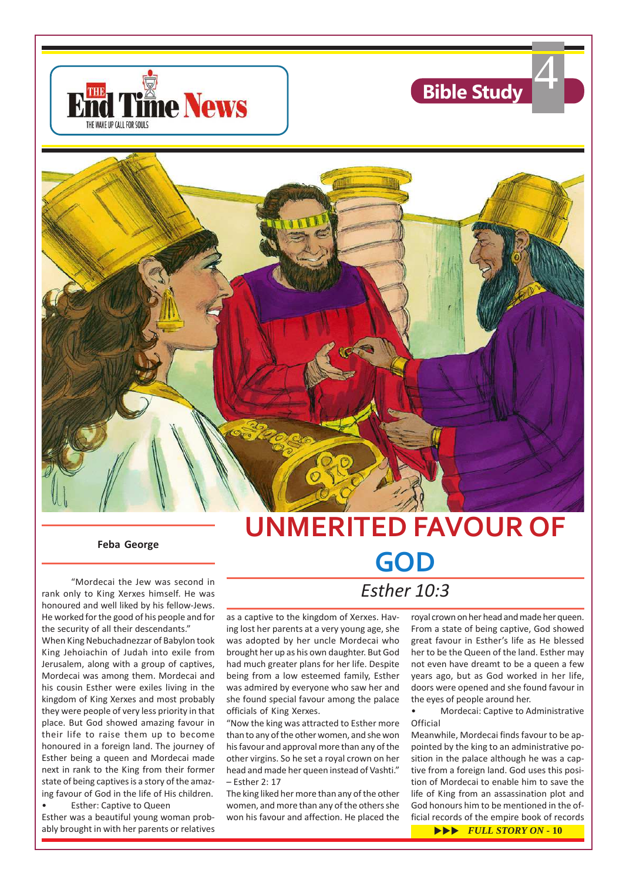# UNMERITED FAVOUR OF GOD

## *Esther 10:3*

**Feba George**

"Mordecai the Jew was second in rank only to King Xerxes himself. He was honoured and well liked by his fellow-Jews. He worked for the good of his people and for the security of all their descendants."

When King Nebuchadnezzar of Babylon took King Jehoiachin of Judah into exile from Jerusalem, along with a group of captives, Mordecai was among them. Mordecai and his cousin Esther were exiles living in the kingdom of King Xerxes and most probably they were people of very less priority in that place. But God showed amazing favour in their life to raise them up to become honoured in a foreign land. The journey of Esther being a queen and Mordecai made next in rank to the King from their former state of being captives is a story of the amazing favour of God in the life of His children.

- Esther: Captive to Queen

Esther was a beautiful young woman probably brought in with her parents or relatives as a captive to the kingdom of Xerxes. Having lost her parents at a very young age, she was adopted by her uncle Mordecai who brought her up as his own daughter. But God had much greater plans for her life. Despite being from a low esteemed family, Esther was admired by everyone who saw her and she found special favour among the palace officials of King Xerxes.

"Now the king was attracted to Esther more than to any of the other women, and she won his favour and approval more than any of the other virgins. So he set a royal crown on her head and made her queen instead of Vashti." – Esther 2: 17

The king liked her more than any of the other women, and more than any of the others she won his favour and affection. He placed the royal crown on her head and made her queen. From a state of being captive, God showed great favour in Esther's life as He blessed her to be the Queen of the land. Esther may not even have dreamt to be a queen a few years ago, but as God worked in her life, doors were opened and she found favour in the eyes of people around her.

- Mordecai: Captive to Administrative Official

Meanwhile, Mordecai finds favour to be appointed by the king to an administrative position in the palace although he was a captive from a foreign land. God uses this position of Mordecai to enable him to save the life of King from an assassination plot and God honours him to be mentioned in the official records of the empire book of records

▶▶▶ *FULL STORY ON - 10*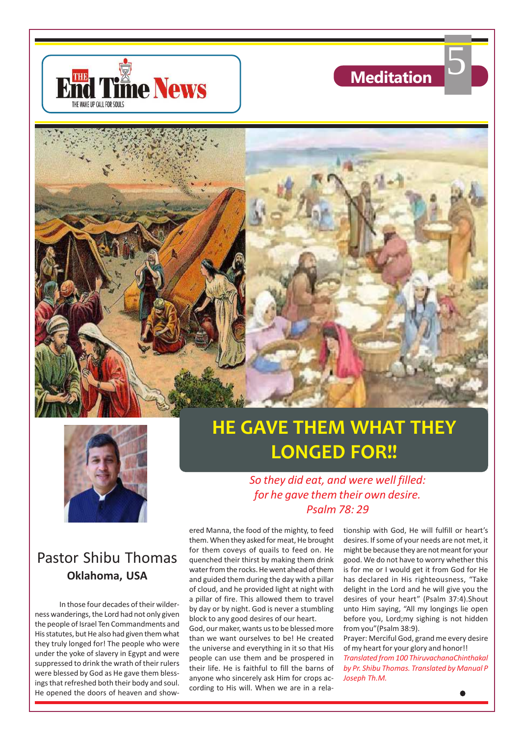# HE GAVE THEM WHAT THEY LONGED FOR!!

*So they did eat, and were well filled: for he gave them their own desire. Psalm 78: 29*

Pastor Shibu Thomas
**Oklahoma, USA**

In those four decades of their wilderness wanderings, the Lord had not only given the people of Israel Ten Commandments and His statutes, but He also had given them what they truly longed for! The people who were under the yoke of slavery in Egypt and were suppressed to drink the wrath of their rulers were blessed by God as He gave them blessings that refreshed both their body and soul. He opened the doors of heaven and showered Manna, the food of the mighty, to feed them. When they asked for meat, He brought for them coveys of quails to feed on. He quenched their thirst by making them drink water from the rocks. He went ahead of them and guided them during the day with a pillar of cloud, and he provided light at night with a pillar of fire. This allowed them to travel by day or by night. God is never a stumbling block to any good desires of our heart.

God, our maker, wants us to be blessed more than we want ourselves to be! He created the universe and everything in it so that His people can use them and be prospered in their life. He is faithful to fill the barns of anyone who sincerely ask Him for crops according to His will. When we are in a relationship with God, He will fulfill or heart's desires. If some of your needs are not met, it might be because they are not meant for your good. We do not have to worry whether this is for me or I would get it from God for He has declared in His righteousness, "Take delight in the Lord and he will give you the desires of your heart" (Psalm 37:4).Shout unto Him saying, "All my longings lie open before you, Lord;my sighing is not hidden from you"(Psalm 38:9).

Prayer: Merciful God, grand me every desire of my heart for your glory and honor!!

*Translated from 100 ThiruvachanaChinthakal by Pr. Shibu Thomas. Translated by Manual P Joseph Th.M.*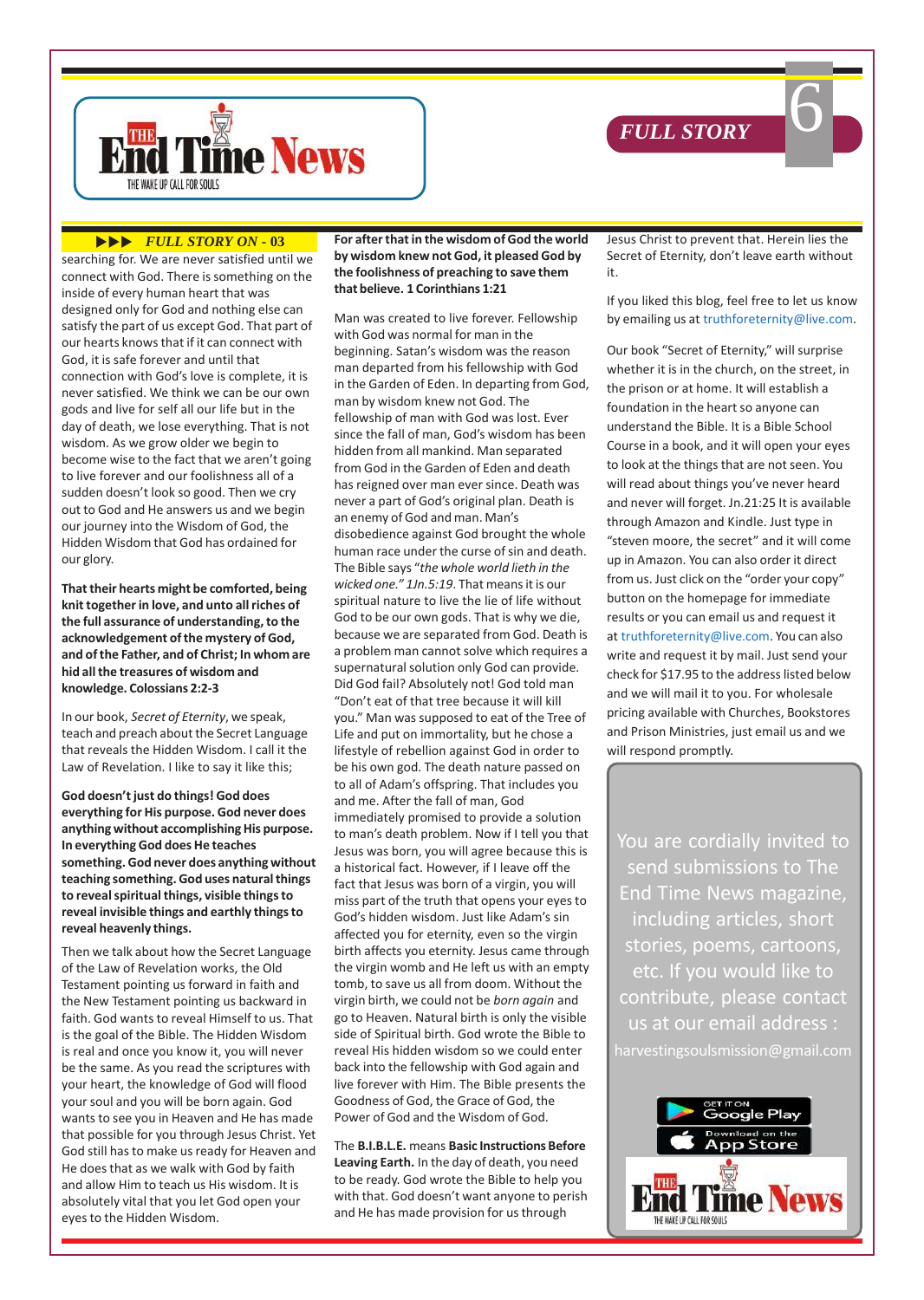**FULL STORY ON - 03**

searching for. We are never satisfied until we connect with God. There is something on the inside of every human heart that was designed only for God and nothing else can satisfy the part of us except God. That part of our hearts knows that if it can connect with God, it is safe forever and until that connection with God's love is complete, it is never satisfied. We think we can be our own gods and live for self all our life but in the day of death, we lose everything. That is not wisdom. As we grow older we begin to become wise to the fact that we aren't going to live forever and our foolishness all of a sudden doesn't look so good. Then we cry out to God and He answers us and we begin our journey into the Wisdom of God, the Hidden Wisdom that God has ordained for our glory.

**That their hearts might be comforted, being knit together in love, and unto all riches of the full assurance of understanding, to the acknowledgement of the mystery of God, and of the Father, and of Christ; In whom are hid all the treasures of wisdom and knowledge. Colossians 2:2-3**

In our book, *Secret of Eternity*, we speak, teach and preach about the Secret Language that reveals the Hidden Wisdom. I call it the Law of Revelation. I like to say it like this;

**God doesn't just do things! God does everything for His purpose. God never does anything without accomplishing His purpose. In everything God does He teaches something. God never does anything without teaching something. God uses natural things to reveal spiritual things, visible things to reveal invisible things and earthly things to reveal heavenly things.**

Then we talk about how the Secret Language of the Law of Revelation works, the Old Testament pointing us forward in faith and the New Testament pointing us backward in faith. God wants to reveal Himself to us. That is the goal of the Bible. The Hidden Wisdom is real and once you know it, you will never be the same. As you read the scriptures with your heart, the knowledge of God will flood your soul and you will be born again. God wants to see you in Heaven and He has made that possible for you through Jesus Christ. Yet God still has to make us ready for Heaven and He does that as we walk with God by faith and allow Him to teach us His wisdom. It is absolutely vital that you let God open your eyes to the Hidden Wisdom.

**For after that in the wisdom of God the world by wisdom knew not God, it pleased God by the foolishness of preaching to save them that believe. 1 Corinthians 1:21**

Man was created to live forever. Fellowship with God was normal for man in the beginning. Satan's wisdom was the reason man departed from his fellowship with God in the Garden of Eden. In departing from God, man by wisdom knew not God. The fellowship of man with God was lost. Ever since the fall of man, God's wisdom has been hidden from all mankind. Man separated from God in the Garden of Eden and death has reigned over man ever since. Death was never a part of God's original plan. Death is an enemy of God and man. Man's disobedience against God brought the whole human race under the curse of sin and death. The Bible says "*the whole world lieth in the wicked one." 1Jn.5:19*. That means it is our spiritual nature to live the lie of life without God to be our own gods. That is why we die, because we are separated from God. Death is a problem man cannot solve which requires a supernatural solution only God can provide. Did God fail? Absolutely not! God told man "Don't eat of that tree because it will kill you." Man was supposed to eat of the Tree of Life and put on immortality, but he chose a lifestyle of rebellion against God in order to be his own god. The death nature passed on to all of Adam's offspring. That includes you and me. After the fall of man, God immediately promised to provide a solution to man's death problem. Now if I tell you that Jesus was born, you will agree because this is a historical fact. However, if I leave off the fact that Jesus was born of a virgin, you will miss part of the truth that opens your eyes to God's hidden wisdom. Just like Adam's sin affected you for eternity, even so the virgin birth affects you eternity. Jesus came through the virgin womb and He left us with an empty tomb, to save us all from doom. Without the virgin birth, we could not be *born again* and go to Heaven. Natural birth is only the visible side of Spiritual birth. God wrote the Bible to reveal His hidden wisdom so we could enter back into the fellowship with God again and live forever with Him. The Bible presents the Goodness of God, the Grace of God, the Power of God and the Wisdom of God.

The **B.I.B.L.E.** means **Basic Instructions Before Leaving Earth.** In the day of death, you need to be ready. God wrote the Bible to help you with that. God doesn't want anyone to perish and He has made provision for us through Jesus Christ to prevent that. Herein lies the Secret of Eternity, don't leave earth without it.

If you liked this blog, feel free to let us know by emailing us at truthforeternity@live.com.

Our book "Secret of Eternity," will surprise whether it is in the church, on the street, in the prison or at home. It will establish a foundation in the heart so anyone can understand the Bible. It is a Bible School Course in a book, and it will open your eyes to look at the things that are not seen. You will read about things you've never heard and never will forget. Jn.21:25 It is available through Amazon and Kindle. Just type in "steven moore, the secret" and it will come up in Amazon. You can also order it direct from us. Just click on the "order your copy" button on the homepage for immediate results or you can email us and request it at truthforeternity@live.com. You can also write and request it by mail. Just send your check for $17.95 to the address listed below and we will mail it to you. For wholesale pricing available with Churches, Bookstores and Prison Ministries, just email us and we will respond promptly.

You are cordially invited to send submissions to The End Time News magazine, including articles, short stories, poems, cartoons, etc. If you would like to contribute, please contact us at our email address : harvestingsoulsmission@gmail.com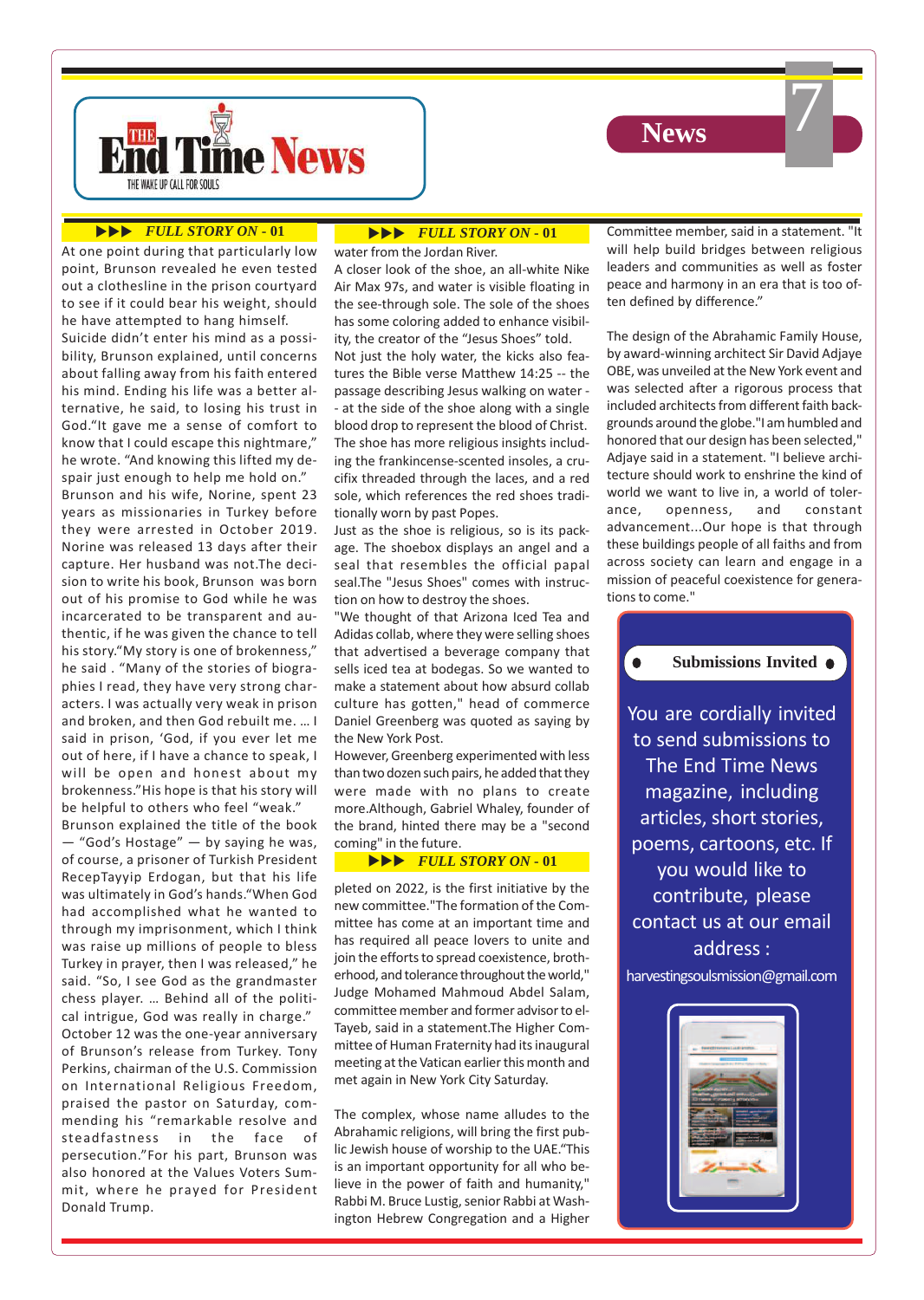▶▶▶ ***FULL STORY ON - 01***

At one point during that particularly low point, Brunson revealed he even tested out a clothesline in the prison courtyard to see if it could bear his weight, should he have attempted to hang himself.

Suicide didn't enter his mind as a possibility, Brunson explained, until concerns about falling away from his faith entered his mind. Ending his life was a better alternative, he said, to losing his trust in God."It gave me a sense of comfort to know that I could escape this nightmare," he wrote. "And knowing this lifted my despair just enough to help me hold on."

Brunson and his wife, Norine, spent 23 years as missionaries in Turkey before they were arrested in October 2019. Norine was released 13 days after their capture. Her husband was not.The decision to write his book, Brunson was born out of his promise to God while he was incarcerated to be transparent and authentic, if he was given the chance to tell his story."My story is one of brokenness," he said . "Many of the stories of biographies I read, they have very strong characters. I was actually very weak in prison and broken, and then God rebuilt me. … I said in prison, 'God, if you ever let me out of here, if I have a chance to speak, I will be open and honest about my brokenness."His hope is that his story will be helpful to others who feel "weak."

Brunson explained the title of the book — "God's Hostage" — by saying he was, of course, a prisoner of Turkish President RecepTayyip Erdogan, but that his life was ultimately in God's hands."When God had accomplished what he wanted to through my imprisonment, which I think was raise up millions of people to bless Turkey in prayer, then I was released," he said. "So, I see God as the grandmaster chess player. … Behind all of the political intrigue, God was really in charge."

October 12 was the one-year anniversary of Brunson's release from Turkey. Tony Perkins, chairman of the U.S. Commission on International Religious Freedom, praised the pastor on Saturday, commending his "remarkable resolve and steadfastness in the face of persecution."For his part, Brunson was also honored at the Values Voters Summit, where he prayed for President Donald Trump.

▶▶▶ ***FULL STORY ON - 01***

water from the Jordan River.

A closer look of the shoe, an all-white Nike Air Max 97s, and water is visible floating in the see-through sole. The sole of the shoes has some coloring added to enhance visibility, the creator of the "Jesus Shoes" told.

Not just the holy water, the kicks also features the Bible verse Matthew 14:25 -- the passage describing Jesus walking on water -- at the side of the shoe along with a single blood drop to represent the blood of Christ. The shoe has more religious insights including the frankincense-scented insoles, a crucifix threaded through the laces, and a red sole, which references the red shoes traditionally worn by past Popes.

Just as the shoe is religious, so is its package. The shoebox displays an angel and a seal that resembles the official papal seal.The "Jesus Shoes" comes with instruction on how to destroy the shoes.

"We thought of that Arizona Iced Tea and Adidas collab, where they were selling shoes that advertised a beverage company that sells iced tea at bodegas. So we wanted to make a statement about how absurd collab culture has gotten," head of commerce Daniel Greenberg was quoted as saying by the New York Post.

However, Greenberg experimented with less than two dozen such pairs, he added that they were made with no plans to create more.Although, Gabriel Whaley, founder of the brand, hinted there may be a "second coming" in the future.

▶▶▶ ***FULL STORY ON - 01***

pleted on 2022, is the first initiative by the new committee."The formation of the Committee has come at an important time and has required all peace lovers to unite and join the efforts to spread coexistence, brotherhood, and tolerance throughout the world," Judge Mohamed Mahmoud Abdel Salam, committee member and former advisor to el-Tayeb, said in a statement.The Higher Committee of Human Fraternity had its inaugural meeting at the Vatican earlier this month and met again in New York City Saturday.

The complex, whose name alludes to the Abrahamic religions, will bring the first public Jewish house of worship to the UAE."This is an important opportunity for all who believe in the power of faith and humanity," Rabbi M. Bruce Lustig, senior Rabbi at Washington Hebrew Congregation and a Higher Committee member, said in a statement. "It will help build bridges between religious leaders and communities as well as foster peace and harmony in an era that is too often defined by difference."

The design of the Abrahamic Family House, by award-winning architect Sir David Adjaye OBE, was unveiled at the New York event and was selected after a rigorous process that included architects from different faith backgrounds around the globe."I am humbled and honored that our design has been selected," Adjaye said in a statement. "I believe architecture should work to enshrine the kind of world we want to live in, a world of tolerance, openness, and constant advancement...Our hope is that through these buildings people of all faiths and from across society can learn and engage in a mission of peaceful coexistence for generations to come."

## Submissions Invited

You are cordially invited to send submissions to The End Time News magazine, including articles, short stories, poems, cartoons, etc. If you would like to contribute, please contact us at our email address :

harvestingsoulsmission@gmail.com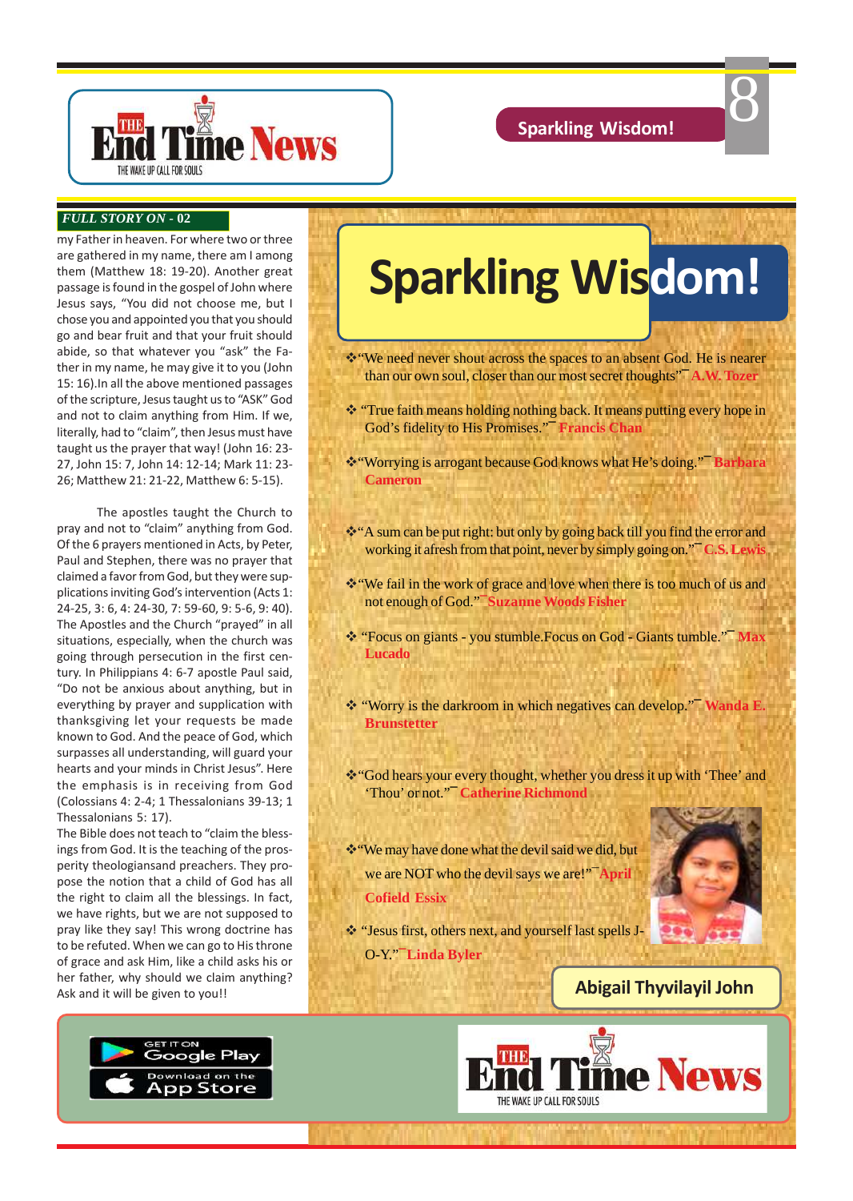**FULL STORY ON - 02**

my Father in heaven. For where two or three are gathered in my name, there am I among them (Matthew 18: 19-20). Another great passage is found in the gospel of John where Jesus says, "You did not choose me, but I chose you and appointed you that you should go and bear fruit and that your fruit should abide, so that whatever you "ask" the Father in my name, he may give it to you (John 15: 16).In all the above mentioned passages of the scripture, Jesus taught us to "ASK" God and not to claim anything from Him. If we, literally, had to "claim", then Jesus must have taught us the prayer that way! (John 16: 23-27, John 15: 7, John 14: 12-14; Mark 11: 23-26; Matthew 21: 21-22, Matthew 6: 5-15).

The apostles taught the Church to pray and not to "claim" anything from God. Of the 6 prayers mentioned in Acts, by Peter, Paul and Stephen, there was no prayer that claimed a favor from God, but they were supplications inviting God's intervention (Acts 1: 24-25, 3: 6, 4: 24-30, 7: 59-60, 9: 5-6, 9: 40). The Apostles and the Church "prayed" in all situations, especially, when the church was going through persecution in the first century. In Philippians 4: 6-7 apostle Paul said, "Do not be anxious about anything, but in everything by prayer and supplication with thanksgiving let your requests be made known to God. And the peace of God, which surpasses all understanding, will guard your hearts and your minds in Christ Jesus". Here the emphasis is in receiving from God (Colossians 4: 2-4; 1 Thessalonians 39-13; 1 Thessalonians 5: 17).

The Bible does not teach to "claim the blessings from God. It is the teaching of the prosperity theologiansand preachers. They propose the notion that a child of God has all the right to claim all the blessings. In fact, we have rights, but we are not supposed to pray like they say! This wrong doctrine has to be refuted. When we can go to His throne of grace and ask Him, like a child asks his or her father, why should we claim anything? Ask and it will be given to you!!

# Sparkling Wisdom!

- "We need never shout across the spaces to an absent God. He is nearer than our own soul, closer than our most secret thoughts"¯ **A.W. Tozer**
- "True faith means holding nothing back. It means putting every hope in God's fidelity to His Promises."¯ **Francis Chan**
- "Worrying is arrogant because God knows what He's doing."¯ **Barbara Cameron**
- "A sum can be put right: but only by going back till you find the error and working it afresh from that point, never by simply going on."¯ **C.S. Lewis**
- "We fail in the work of grace and love when there is too much of us and not enough of God."¯ **Suzanne Woods Fisher**
- "Focus on giants - you stumble.Focus on God - Giants tumble."¯ **Max Lucado**
- "Worry is the darkroom in which negatives can develop."¯ **Wanda E. Brunstetter**
- "God hears your every thought, whether you dress it up with 'Thee' and 'Thou' or not."¯ **Catherine Richmond**
- "We may have done what the devil said we did, but we are NOT who the devil says we are!"¯ **April Cofield Essix**
- "Jesus first, others next, and yourself last spells J-O-Y."¯ **Linda Byler**

**Abigail Thyvilayil John**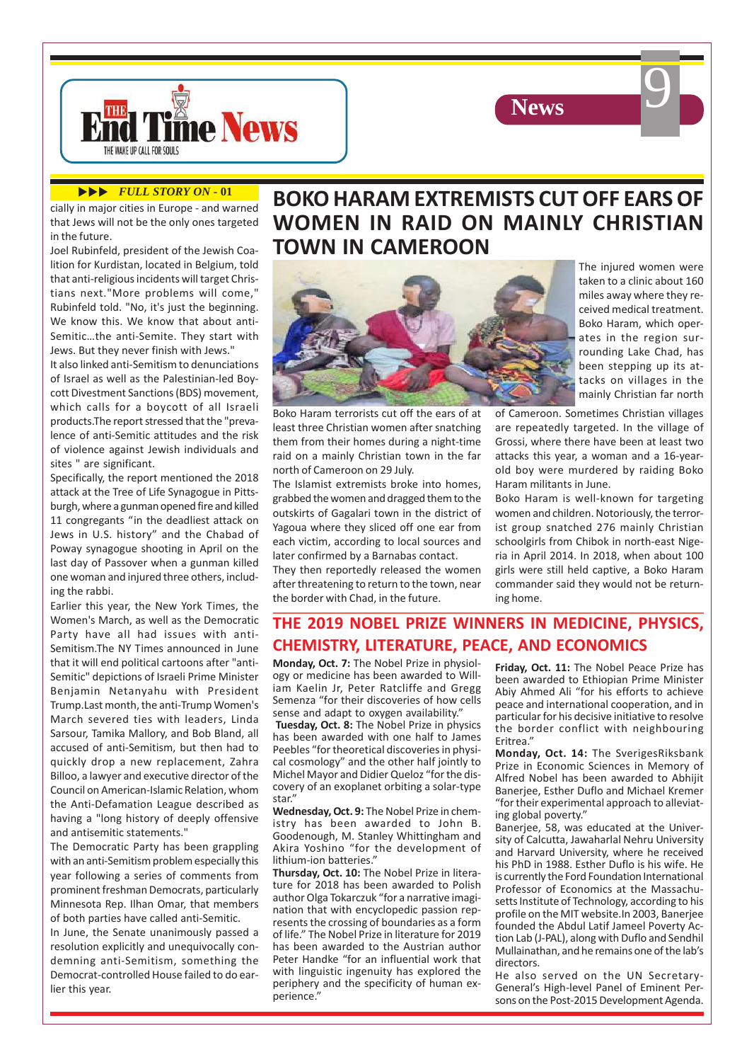▶▶▶ *FULL STORY ON - 01*

cially in major cities in Europe - and warned that Jews will not be the only ones targeted in the future.

Joel Rubinfeld, president of the Jewish Coalition for Kurdistan, located in Belgium, told that anti-religious incidents will target Christians next."More problems will come," Rubinfeld told. "No, it's just the beginning. We know this. We know that anti-Semitic…the anti-Semite. They start with Jews. But they never finish with Jews."

It also linked anti-Semitism to denunciations of Israel as well as the Palestinian-led Boycott Divestment Sanctions (BDS) movement, which calls for a boycott of all Israeli products.The report stressed that the "prevalence of anti-Semitic attitudes and the risk of violence against Jewish individuals and sites " are significant.

Specifically, the report mentioned the 2018 attack at the Tree of Life Synagogue in Pittsburgh, where a gunman opened fire and killed 11 congregants "in the deadliest attack on Jews in U.S. history" and the Chabad of Poway synagogue shooting in April on the last day of Passover when a gunman killed one woman and injured three others, including the rabbi.

Earlier this year, the New York Times, the Women's March, as well as the Democratic Party have all had issues with anti-Semitism.The NY Times announced in June that it will end political cartoons after "anti-Semitic" depictions of Israeli Prime Minister Benjamin Netanyahu with President Trump.Last month, the anti-Trump Women's March severed ties with leaders, Linda Sarsour, Tamika Mallory, and Bob Bland, all accused of anti-Semitism, but then had to quickly drop a new replacement, Zahra Billoo, a lawyer and executive director of the Council on American-Islamic Relation, whom the Anti-Defamation League described as having a "long history of deeply offensive and antisemitic statements."

The Democratic Party has been grappling with an anti-Semitism problem especially this year following a series of comments from prominent freshman Democrats, particularly Minnesota Rep. Ilhan Omar, that members of both parties have called anti-Semitic.

In June, the Senate unanimously passed a resolution explicitly and unequivocally condemning anti-Semitism, something the Democrat-controlled House failed to do earlier this year.

# BOKO HARAM EXTREMISTS CUT OFF EARS OF WOMEN IN RAID ON MAINLY CHRISTIAN TOWN IN CAMEROON

Boko Haram terrorists cut off the ears of at least three Christian women after snatching them from their homes during a night-time raid on a mainly Christian town in the far north of Cameroon on 29 July.

The Islamist extremists broke into homes, grabbed the women and dragged them to the outskirts of Gagalari town in the district of Yagoua where they sliced off one ear from each victim, according to local sources and later confirmed by a Barnabas contact.

They then reportedly released the women after threatening to return to the town, near the border with Chad, in the future.

The injured women were taken to a clinic about 160 miles away where they received medical treatment. Boko Haram, which operates in the region surrounding Lake Chad, has been stepping up its attacks on villages in the mainly Christian far north of Cameroon. Sometimes Christian villages are repeatedly targeted. In the village of Grossi, where there have been at least two attacks this year, a woman and a 16-year-old boy were murdered by raiding Boko Haram militants in June.

Boko Haram is well-known for targeting women and children. Notoriously, the terrorist group snatched 276 mainly Christian schoolgirls from Chibok in north-east Nigeria in April 2014. In 2018, when about 100 girls were still held captive, a Boko Haram commander said they would not be returning home.

# THE 2019 NOBEL PRIZE WINNERS IN MEDICINE, PHYSICS, CHEMISTRY, LITERATURE, PEACE, AND ECONOMICS

**Monday, Oct. 7:** The Nobel Prize in physiology or medicine has been awarded to William Kaelin Jr, Peter Ratcliffe and Gregg Semenza "for their discoveries of how cells sense and adapt to oxygen availability."

**Tuesday, Oct. 8:** The Nobel Prize in physics has been awarded with one half to James Peebles "for theoretical discoveries in physical cosmology" and the other half jointly to Michel Mayor and Didier Queloz "for the discovery of an exoplanet orbiting a solar-type star."

**Wednesday, Oct. 9:** The Nobel Prize in chemistry has been awarded to John B. Goodenough, M. Stanley Whittingham and Akira Yoshino "for the development of lithium-ion batteries."

**Thursday, Oct. 10:** The Nobel Prize in literature for 2018 has been awarded to Polish author Olga Tokarczuk "for a narrative imagination that with encyclopedic passion represents the crossing of boundaries as a form of life." The Nobel Prize in literature for 2019 has been awarded to the Austrian author Peter Handke "for an influential work that with linguistic ingenuity has explored the periphery and the specificity of human experience."

**Friday, Oct. 11:** The Nobel Peace Prize has been awarded to Ethiopian Prime Minister Abiy Ahmed Ali "for his efforts to achieve peace and international cooperation, and in particular for his decisive initiative to resolve the border conflict with neighbouring Eritrea."

**Monday, Oct. 14:** The SverigesRiksbank Prize in Economic Sciences in Memory of Alfred Nobel has been awarded to Abhijit Banerjee, Esther Duflo and Michael Kremer "for their experimental approach to alleviating global poverty."

Banerjee, 58, was educated at the University of Calcutta, Jawaharlal Nehru University and Harvard University, where he received his PhD in 1988. Esther Duflo is his wife. He is currently the Ford Foundation International Professor of Economics at the Massachusetts Institute of Technology, according to his profile on the MIT website.In 2003, Banerjee founded the Abdul Latif Jameel Poverty Action Lab (J-PAL), along with Duflo and Sendhil Mullainathan, and he remains one of the lab's directors.

He also served on the UN Secretary-General's High-level Panel of Eminent Persons on the Post-2015 Development Agenda.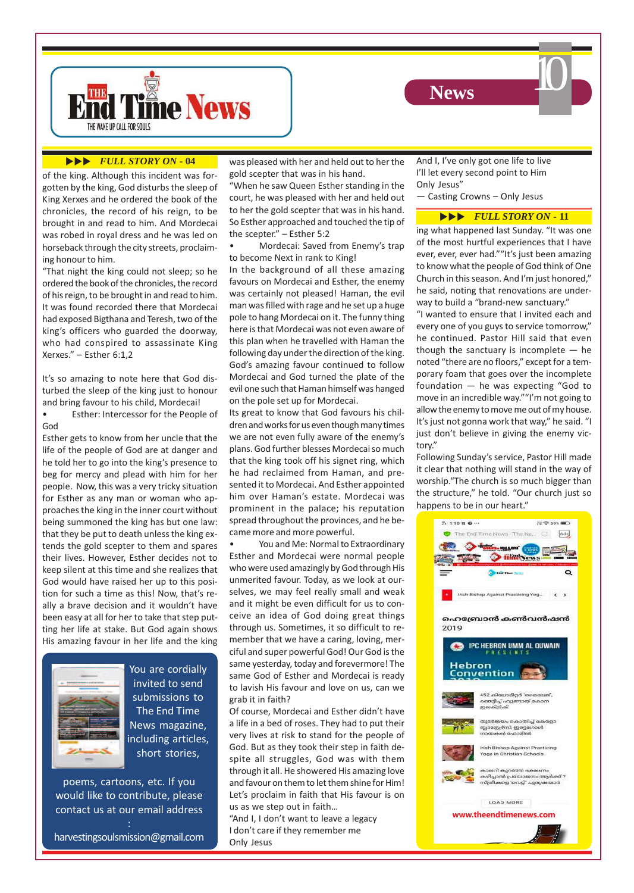**▶▶▶ FULL STORY ON - 04**

of the king. Although this incident was forgotten by the king, God disturbs the sleep of King Xerxes and he ordered the book of the chronicles, the record of his reign, to be brought in and read to him. And Mordecai was robed in royal dress and he was led on horseback through the city streets, proclaiming honour to him.

"That night the king could not sleep; so he ordered the book of the chronicles, the record of his reign, to be brought in and read to him. It was found recorded there that Mordecai had exposed Bigthana and Teresh, two of the king's officers who guarded the doorway, who had conspired to assassinate King Xerxes." – Esther 6:1,2

It's so amazing to note here that God disturbed the sleep of the king just to honour and bring favour to his child, Mordecai!

- Esther: Intercessor for the People of God

Esther gets to know from her uncle that the life of the people of God are at danger and he told her to go into the king's presence to beg for mercy and plead with him for her people. Now, this was a very tricky situation for Esther as any man or woman who approaches the king in the inner court without being summoned the king has but one law: that they be put to death unless the king extends the gold scepter to them and spares their lives. However, Esther decides not to keep silent at this time and she realizes that God would have raised her up to this position for such a time as this! Now, that's really a brave decision and it wouldn't have been easy at all for her to take that step putting her life at stake. But God again shows His amazing favour in her life and the king was pleased with her and held out to her the gold scepter that was in his hand.

"When he saw Queen Esther standing in the court, he was pleased with her and held out to her the gold scepter that was in his hand. So Esther approached and touched the tip of the scepter." – Esther 5:2

- Mordecai: Saved from Enemy's trap to become Next in rank to King!

In the background of all these amazing favours on Mordecai and Esther, the enemy was certainly not pleased! Haman, the evil man was filled with rage and he set up a huge pole to hang Mordecai on it. The funny thing here is that Mordecai was not even aware of this plan when he travelled with Haman the following day under the direction of the king. God's amazing favour continued to follow Mordecai and God turned the plate of the evil one such that Haman himself was hanged on the pole set up for Mordecai.

Its great to know that God favours his children and works for us even though many times we are not even fully aware of the enemy's plans. God further blesses Mordecai so much that the king took off his signet ring, which he had reclaimed from Haman, and presented it to Mordecai. And Esther appointed him over Haman's estate. Mordecai was prominent in the palace; his reputation spread throughout the provinces, and he became more and more powerful.

- You and Me: Normal to Extraordinary

Esther and Mordecai were normal people who were used amazingly by God through His unmerited favour. Today, as we look at ourselves, we may feel really small and weak and it might be even difficult for us to conceive an idea of God doing great things through us. Sometimes, it so difficult to remember that we have a caring, loving, merciful and super powerful God! Our God is the same yesterday, today and forevermore! The same God of Esther and Mordecai is ready to lavish His favour and love on us, can we grab it in faith?

Of course, Mordecai and Esther didn't have a life in a bed of roses. They had to put their very lives at risk to stand for the people of God. But as they took their step in faith despite all struggles, God was with them through it all. He showered His amazing love and favour on them to let them shine for Him! Let's proclaim in faith that His favour is on us as we step out in faith…

"And I, I don't want to leave a legacy
I don't care if they remember me
Only Jesus
And I, I've only got one life to live
I'll let every second point to Him
Only Jesus"
— Casting Crowns – Only Jesus

You are cordially invited to send submissions to The End Time News magazine, including articles, short stories, poems, cartoons, etc. If you would like to contribute, please contact us at our email address : harvestingsoulsmission@gmail.com

**▶▶▶ FULL STORY ON - 11**

ing what happened last Sunday. "It was one of the most hurtful experiences that I have ever, ever, ever had.""It's just been amazing to know what the people of God think of One Church in this season. And I'm just honored," he said, noting that renovations are underway to build a "brand-new sanctuary."

"I wanted to ensure that I invited each and every one of you guys to service tomorrow," he continued. Pastor Hill said that even though the sanctuary is incomplete — he noted "there are no floors," except for a temporary foam that goes over the incomplete foundation — he was expecting "God to move in an incredible way.""I'm not going to allow the enemy to move me out of my house. It's just not gonna work that way," he said. "I just don't believe in giving the enemy victory."

Following Sunday's service, Pastor Hill made it clear that nothing will stand in the way of worship."The church is so much bigger than the structure," he told. "Our church just so happens to be in our heart."

www.theendtimenews.com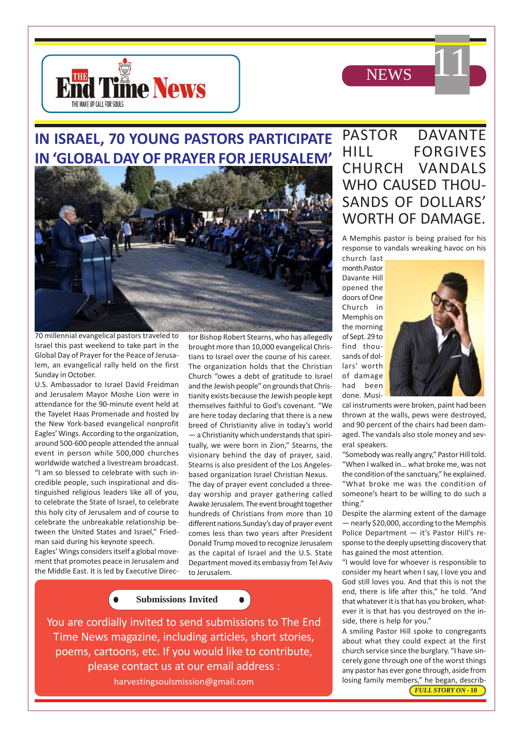# IN ISRAEL, 70 YOUNG PASTORS PARTICIPATE IN 'GLOBAL DAY OF PRAYER FOR JERUSALEM'

70 millennial evangelical pastors traveled to Israel this past weekend to take part in the Global Day of Prayer for the Peace of Jerusalem, an evangelical rally held on the first Sunday in October.

U.S. Ambassador to Israel David Freidman and Jerusalem Mayor Moshe Lion were in attendance for the 90-minute event held at the Tayelet Haas Promenade and hosted by the New York-based evangelical nonprofit Eagles' Wings. According to the organization, around 500-600 people attended the annual event in person while 500,000 churches worldwide watched a livestream broadcast.

"I am so blessed to celebrate with such incredible people, such inspirational and distinguished religious leaders like all of you, to celebrate the State of Israel, to celebrate this holy city of Jerusalem and of course to celebrate the unbreakable relationship between the United States and Israel," Friedman said during his keynote speech.

Eagles' Wings considers itself a global movement that promotes peace in Jerusalem and the Middle East. It is led by Executive Director Bishop Robert Stearns, who has allegedly brought more than 10,000 evangelical Christians to Israel over the course of his career. The organization holds that the Christian Church "owes a debt of gratitude to Israel and the Jewish people" on grounds that Christianity exists because the Jewish people kept themselves faithful to God's covenant. "We are here today declaring that there is a new breed of Christianity alive in today's world — a Christianity which understands that spiritually, we were born in Zion," Stearns, the visionary behind the day of prayer, said. Stearns is also president of the Los Angeles-based organization Israel Christian Nexus.

The day of prayer event concluded a three-day worship and prayer gathering called Awake Jerusalem. The event brought together hundreds of Christians from more than 10 different nations.Sunday's day of prayer event comes less than two years after President Donald Trump moved to recognize Jerusalem as the capital of Israel and the U.S. State Department moved its embassy from Tel Aviv to Jerusalem.

**Submissions Invited**

You are cordially invited to send submissions to The End Time News magazine, including articles, short stories, poems, cartoons, etc. If you would like to contribute, please contact us at our email address :

harvestingsoulsmission@gmail.com

# PASTOR DAVANTE HILL FORGIVES CHURCH VANDALS WHO CAUSED THOUSANDS OF DOLLARS' WORTH OF DAMAGE.

A Memphis pastor is being praised for his response to vandals wreaking havoc on his church last month.Pastor Davante Hill opened the doors of One Church in Memphis on the morning of Sept. 29 to find thousands of dollars' worth of damage had been done. Musical instruments were broken, paint had been thrown at the walls, pews were destroyed, and 90 percent of the chairs had been damaged. The vandals also stole money and several speakers.

"Somebody was really angry," Pastor Hill told. "When I walked in... what broke me, was not the condition of the sanctuary," he explained. "What broke me was the condition of someone's heart to be willing to do such a thing."

Despite the alarming extent of the damage — nearly $20,000, according to the Memphis Police Department — it's Pastor Hill's response to the deeply upsetting discovery that has gained the most attention.

"I would love for whoever is responsible to consider my heart when I say, I love you and God still loves you. And that this is not the end, there is life after this," he told. "And that whatever it is that has you broken, whatever it is that has you destroyed on the inside, there is help for you."

A smiling Pastor Hill spoke to congregants about what they could expect at the first church service since the burglary. "I have sincerely gone through one of the worst things any pastor has ever gone through, aside from losing family members," he began, describ-

*FULL STORY ON - 10*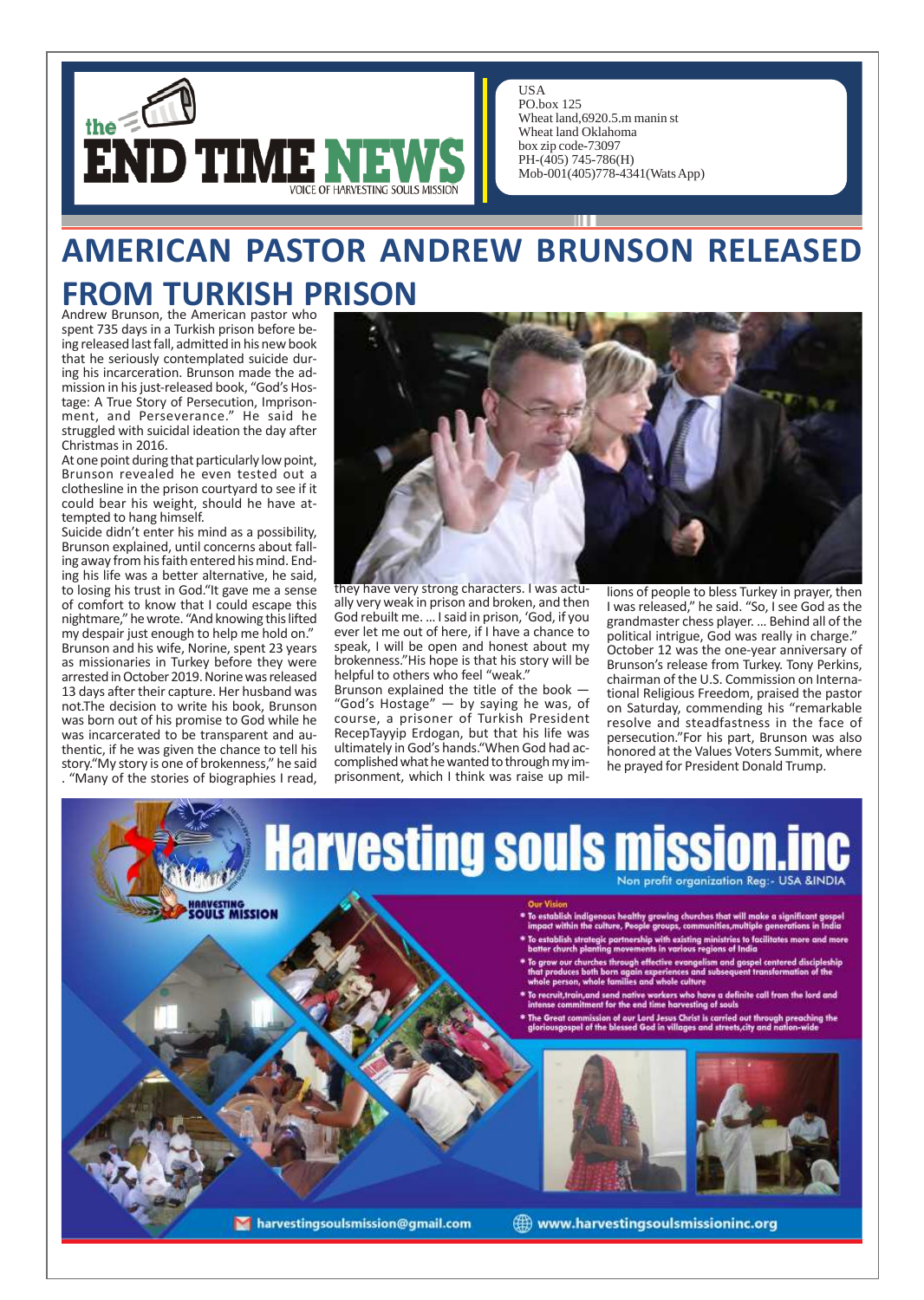the END TIME NEWS
VOICE OF HARVESTING SOULS MISSION

USA
PO.box 125
Wheat land,6920.5.m manin st
Wheat land Oklahoma
box zip code-73097
PH-(405) 745-786(H)
Mob-001(405)778-4341(Wats App)

# AMERICAN PASTOR ANDREW BRUNSON RELEASED FROM TURKISH PRISON

Andrew Brunson, the American pastor who spent 735 days in a Turkish prison before being released last fall, admitted in his new book that he seriously contemplated suicide during his incarceration. Brunson made the admission in his just-released book, "God's Hostage: A True Story of Persecution, Imprisonment, and Perseverance." He said he struggled with suicidal ideation the day after Christmas in 2016.

At one point during that particularly low point, Brunson revealed he even tested out a clothesline in the prison courtyard to see if it could bear his weight, should he have attempted to hang himself.

Suicide didn't enter his mind as a possibility, Brunson explained, until concerns about falling away from his faith entered his mind. Ending his life was a better alternative, he said, to losing his trust in God."It gave me a sense of comfort to know that I could escape this nightmare," he wrote. "And knowing this lifted my despair just enough to help me hold on."

Brunson and his wife, Norine, spent 23 years as missionaries in Turkey before they were arrested in October 2019. Norine was released 13 days after their capture. Her husband was not.The decision to write his book, Brunson was born out of his promise to God while he was incarcerated to be transparent and authentic, if he was given the chance to tell his story."My story is one of brokenness," he said . "Many of the stories of biographies I read, they have very strong characters. I was actually very weak in prison and broken, and then God rebuilt me. ... I said in prison, 'God, if you ever let me out of here, if I have a chance to speak, I will be open and honest about my brokenness."His hope is that his story will be helpful to others who feel "weak."

Brunson explained the title of the book — "God's Hostage" — by saying he was, of course, a prisoner of Turkish President RecepTayyip Erdogan, but that his life was ultimately in God's hands."When God had accomplished what he wanted to through my imprisonment, which I think was raise up millions of people to bless Turkey in prayer, then I was released," he said. "So, I see God as the grandmaster chess player. ... Behind all of the political intrigue, God was really in charge."

October 12 was the one-year anniversary of Brunson's release from Turkey. Tony Perkins, chairman of the U.S. Commission on International Religious Freedom, praised the pastor on Saturday, commending his "remarkable resolve and steadfastness in the face of persecution."For his part, Brunson was also honored at the Values Voters Summit, where he prayed for President Donald Trump.

# Harvesting souls mission.inc

HARVESTING SOULS MISSION

Non profit organization Reg:- USA &INDIA

**Our Vision**

* To establish indigenous healthy growing churches that will make a significant gospel impact within the culture, People groups, communities,multiple generations in India
* To establish strategic partnership with existing ministries to facilitates more and more batter church planting movements in various regions of India
* To grow our churches through effective evangelism and gospel centered discipleship that produces both born again experiences and subsequent transformation of the whole person, whole families and whole culture
* To recruit,train,and send native workers who have a definite call from the lord and intense commitment for the end time harvesting of souls
* The Great commission of our Lord Jesus Christ is carried out through preaching the gloriousgospel of the blessed God in villages and streets,city and nation-wide

harvestingsoulsmission@gmail.com

www.harvestingsoulsmissioninc.org